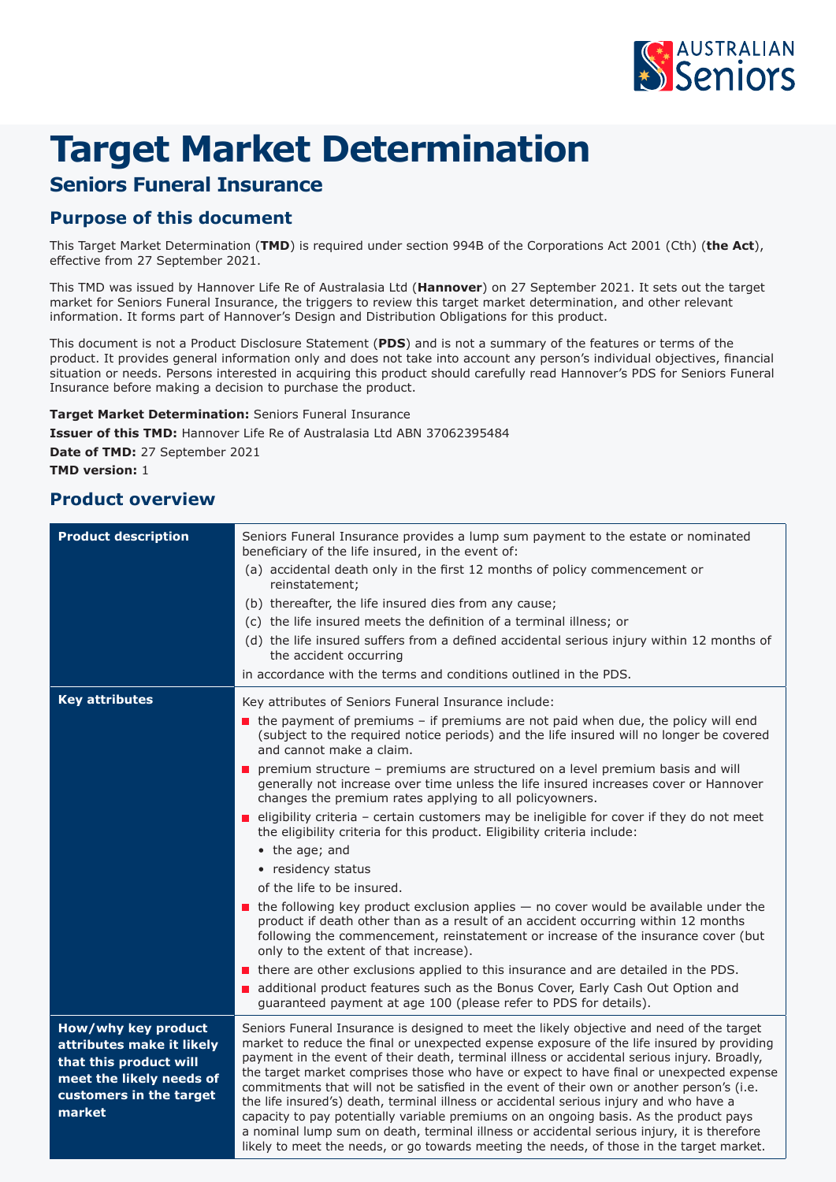# Target Market Determination

## Seniors Funeral Insurance

## Purpose of this document

This Target Market Determination (**TMD**) is required under section 994B of the Corporations Act 2001 (Cth) (**the Act**), effective from 27 September 2021.

This TMD was issued by Hannover Life Re of Australasia Ltd (**Hannover**) on 27 September 2021. It sets out the target market for Seniors Funeral Insurance, the triggers to review this target market determination, and other relevant information. It forms part of Hannover's Design and Distribution Obligations for this product.

This document is not a Product Disclosure Statement (**PDS**) and is not a summary of the features or terms of the product. It provides general information only and does not take into account any person's individual objectives, financial situation or needs. Persons interested in acquiring this product should carefully read Hannover's PDS for Seniors Funeral Insurance before making a decision to purchase the product.

**Target Market Determination:** Seniors Funeral Insurance

**Issuer of this TMD:** Hannover Life Re of Australasia Ltd ABN 37062395484

**Date of TMD:** 27 September 2021

**TMD version:** 1

## Product overview

| | |
|---|---|
| **Product description** | Seniors Funeral Insurance provides a lump sum payment to the estate or nominated beneficiary of the life insured, in the event of:<br>(a) accidental death only in the first 12 months of policy commencement or reinstatement;<br>(b) thereafter, the life insured dies from any cause;<br>(c) the life insured meets the definition of a terminal illness; or<br>(d) the life insured suffers from a defined accidental serious injury within 12 months of the accident occurring<br>in accordance with the terms and conditions outlined in the PDS. |
| **Key attributes** | Key attributes of Seniors Funeral Insurance include:<br>- the payment of premiums – if premiums are not paid when due, the policy will end (subject to the required notice periods) and the life insured will no longer be covered and cannot make a claim.<br>- premium structure – premiums are structured on a level premium basis and will generally not increase over time unless the life insured increases cover or Hannover changes the premium rates applying to all policyowners.<br>- eligibility criteria – certain customers may be ineligible for cover if they do not meet the eligibility criteria for this product. Eligibility criteria include:<br>• the age; and<br>• residency status<br>of the life to be insured.<br>- the following key product exclusion applies — no cover would be available under the product if death other than as a result of an accident occurring within 12 months following the commencement, reinstatement or increase of the insurance cover (but only to the extent of that increase).<br>- there are other exclusions applied to this insurance and are detailed in the PDS.<br>- additional product features such as the Bonus Cover, Early Cash Out Option and guaranteed payment at age 100 (please refer to PDS for details). |
| **How/why key product attributes make it likely that this product will meet the likely needs of customers in the target market** | Seniors Funeral Insurance is designed to meet the likely objective and need of the target market to reduce the final or unexpected expense exposure of the life insured by providing payment in the event of their death, terminal illness or accidental serious injury. Broadly, the target market comprises those who have or expect to have final or unexpected expense commitments that will not be satisfied in the event of their own or another person's (i.e. the life insured's) death, terminal illness or accidental serious injury and who have a capacity to pay potentially variable premiums on an ongoing basis. As the product pays a nominal lump sum on death, terminal illness or accidental serious injury, it is therefore likely to meet the needs, or go towards meeting the needs, of those in the target market. |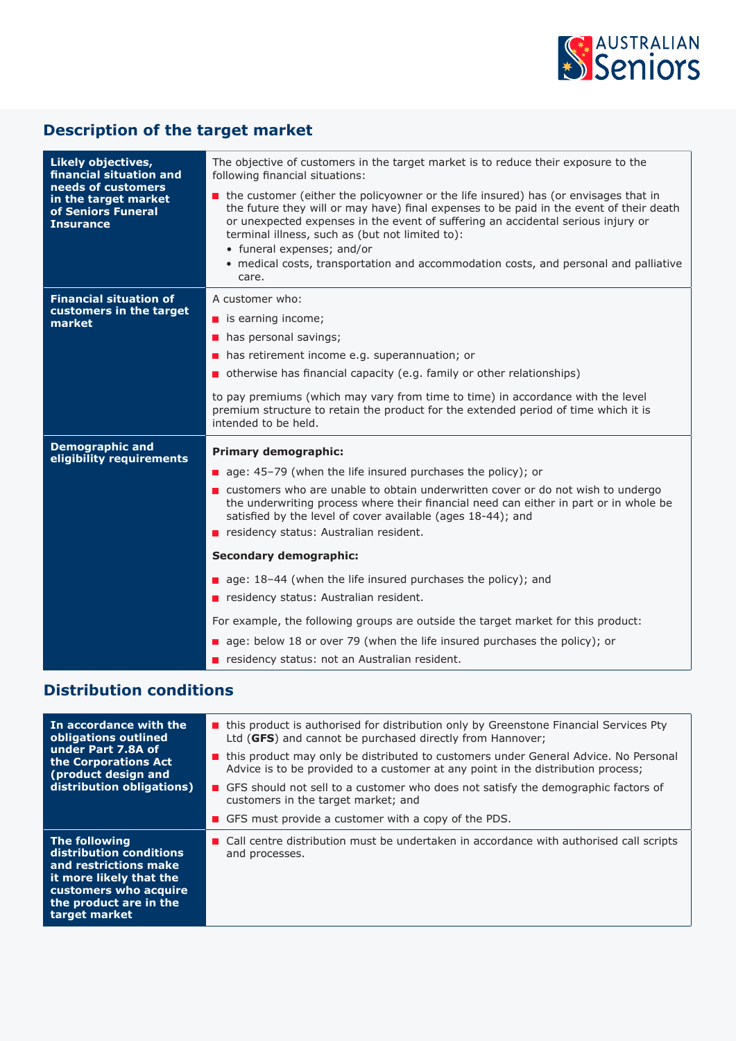## Description of the target market

| | |
|---|---|
| **Likely objectives, financial situation and needs of customers in the target market of Seniors Funeral Insurance** | The objective of customers in the target market is to reduce their exposure to the following financial situations:<br>■ the customer (either the policyowner or the life insured) has (or envisages that in the future they will or may have) final expenses to be paid in the event of their death or unexpected expenses in the event of suffering an accidental serious injury or terminal illness, such as (but not limited to):<br>• funeral expenses; and/or<br>• medical costs, transportation and accommodation costs, and personal and palliative care. |
| **Financial situation of customers in the target market** | A customer who:<br>■ is earning income;<br>■ has personal savings;<br>■ has retirement income e.g. superannuation; or<br>■ otherwise has financial capacity (e.g. family or other relationships)<br><br>to pay premiums (which may vary from time to time) in accordance with the level premium structure to retain the product for the extended period of time which it is intended to be held. |
| **Demographic and eligibility requirements** | **Primary demographic:**<br>■ age: 45–79 (when the life insured purchases the policy); or<br>■ customers who are unable to obtain underwritten cover or do not wish to undergo the underwriting process where their financial need can either in part or in whole be satisfied by the level of cover available (ages 18-44); and<br>■ residency status: Australian resident.<br><br>**Secondary demographic:**<br>■ age: 18–44 (when the life insured purchases the policy); and<br>■ residency status: Australian resident.<br><br>For example, the following groups are outside the target market for this product:<br>■ age: below 18 or over 79 (when the life insured purchases the policy); or<br>■ residency status: not an Australian resident. |

## Distribution conditions

| | |
|---|---|
| **In accordance with the obligations outlined under Part 7.8A of the Corporations Act (product design and distribution obligations)** | ■ this product is authorised for distribution only by Greenstone Financial Services Pty Ltd (**GFS**) and cannot be purchased directly from Hannover;<br>■ this product may only be distributed to customers under General Advice. No Personal Advice is to be provided to a customer at any point in the distribution process;<br>■ GFS should not sell to a customer who does not satisfy the demographic factors of customers in the target market; and<br>■ GFS must provide a customer with a copy of the PDS. |
| **The following distribution conditions and restrictions make it more likely that the customers who acquire the product are in the target market** | ■ Call centre distribution must be undertaken in accordance with authorised call scripts and processes. |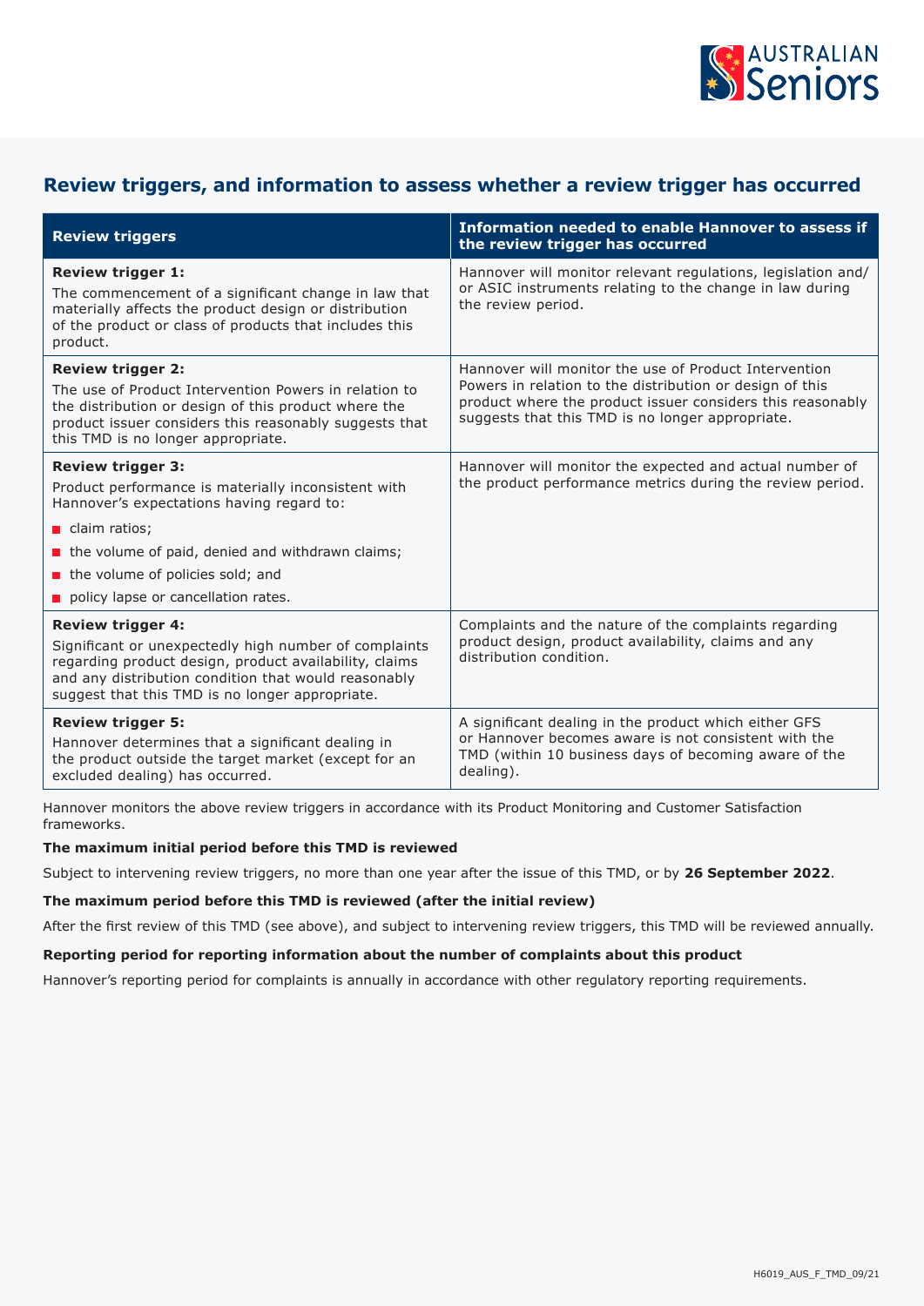## Review triggers, and information to assess whether a review trigger has occurred

| Review triggers | Information needed to enable Hannover to assess if the review trigger has occurred |
|---|---|
| **Review trigger 1:**<br>The commencement of a significant change in law that materially affects the product design or distribution of the product or class of products that includes this product. | Hannover will monitor relevant regulations, legislation and/or ASIC instruments relating to the change in law during the review period. |
| **Review trigger 2:**<br>The use of Product Intervention Powers in relation to the distribution or design of this product where the product issuer considers this reasonably suggests that this TMD is no longer appropriate. | Hannover will monitor the use of Product Intervention Powers in relation to the distribution or design of this product where the product issuer considers this reasonably suggests that this TMD is no longer appropriate. |
| **Review trigger 3:**<br>Product performance is materially inconsistent with Hannover's expectations having regard to:<br>- claim ratios;<br>- the volume of paid, denied and withdrawn claims;<br>- the volume of policies sold; and<br>- policy lapse or cancellation rates. | Hannover will monitor the expected and actual number of the product performance metrics during the review period. |
| **Review trigger 4:**<br>Significant or unexpectedly high number of complaints regarding product design, product availability, claims and any distribution condition that would reasonably suggest that this TMD is no longer appropriate. | Complaints and the nature of the complaints regarding product design, product availability, claims and any distribution condition. |
| **Review trigger 5:**<br>Hannover determines that a significant dealing in the product outside the target market (except for an excluded dealing) has occurred. | A significant dealing in the product which either GFS or Hannover becomes aware is not consistent with the TMD (within 10 business days of becoming aware of the dealing). |

Hannover monitors the above review triggers in accordance with its Product Monitoring and Customer Satisfaction frameworks.

**The maximum initial period before this TMD is reviewed**

Subject to intervening review triggers, no more than one year after the issue of this TMD, or by **26 September 2022**.

**The maximum period before this TMD is reviewed (after the initial review)**

After the first review of this TMD (see above), and subject to intervening review triggers, this TMD will be reviewed annually.

**Reporting period for reporting information about the number of complaints about this product**

Hannover's reporting period for complaints is annually in accordance with other regulatory reporting requirements.

H6019_AUS_F_TMD_09/21